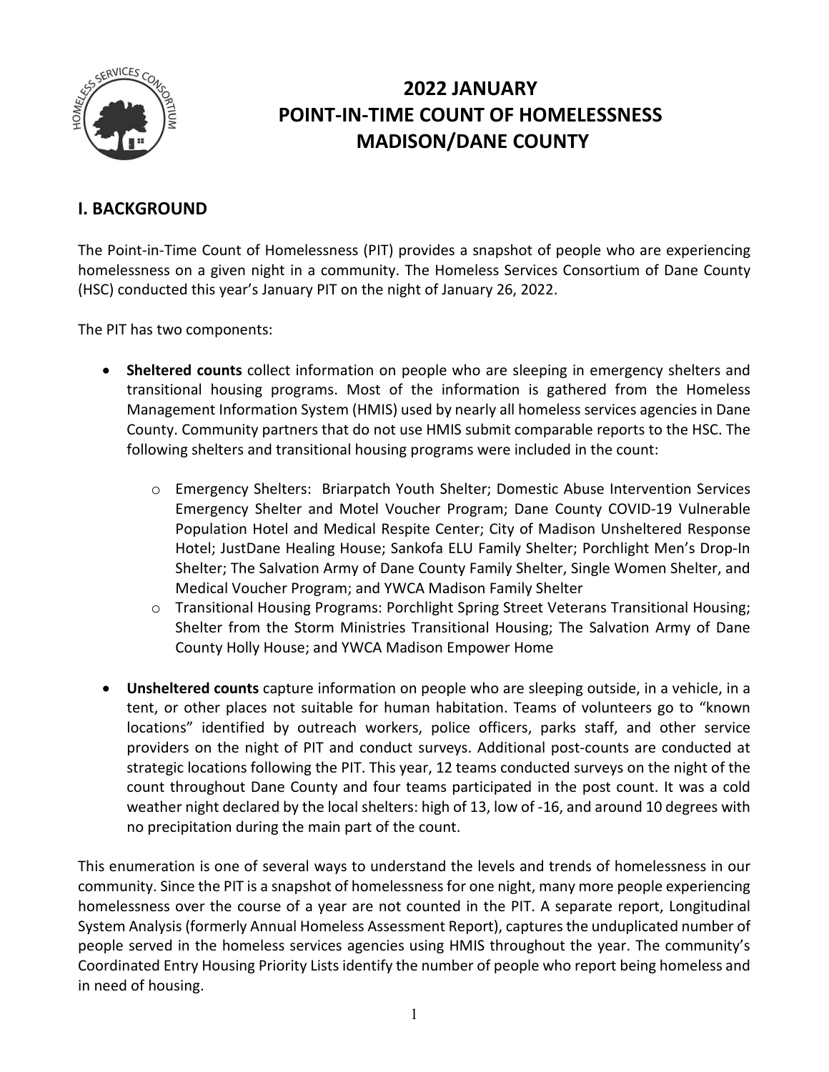# 2022 JANUARY
# POINT-IN-TIME COUNT OF HOMELESSNESS
# MADISON/DANE COUNTY

## I. BACKGROUND

The Point-in-Time Count of Homelessness (PIT) provides a snapshot of people who are experiencing homelessness on a given night in a community. The Homeless Services Consortium of Dane County (HSC) conducted this year's January PIT on the night of January 26, 2022.

The PIT has two components:

- **Sheltered counts** collect information on people who are sleeping in emergency shelters and transitional housing programs. Most of the information is gathered from the Homeless Management Information System (HMIS) used by nearly all homeless services agencies in Dane County. Community partners that do not use HMIS submit comparable reports to the HSC. The following shelters and transitional housing programs were included in the count:
  - Emergency Shelters: Briarpatch Youth Shelter; Domestic Abuse Intervention Services Emergency Shelter and Motel Voucher Program; Dane County COVID-19 Vulnerable Population Hotel and Medical Respite Center; City of Madison Unsheltered Response Hotel; JustDane Healing House; Sankofa ELU Family Shelter; Porchlight Men's Drop-In Shelter; The Salvation Army of Dane County Family Shelter, Single Women Shelter, and Medical Voucher Program; and YWCA Madison Family Shelter
  - Transitional Housing Programs: Porchlight Spring Street Veterans Transitional Housing; Shelter from the Storm Ministries Transitional Housing; The Salvation Army of Dane County Holly House; and YWCA Madison Empower Home

- **Unsheltered counts** capture information on people who are sleeping outside, in a vehicle, in a tent, or other places not suitable for human habitation. Teams of volunteers go to "known locations" identified by outreach workers, police officers, parks staff, and other service providers on the night of PIT and conduct surveys. Additional post-counts are conducted at strategic locations following the PIT. This year, 12 teams conducted surveys on the night of the count throughout Dane County and four teams participated in the post count. It was a cold weather night declared by the local shelters: high of 13, low of -16, and around 10 degrees with no precipitation during the main part of the count.

This enumeration is one of several ways to understand the levels and trends of homelessness in our community. Since the PIT is a snapshot of homelessness for one night, many more people experiencing homelessness over the course of a year are not counted in the PIT. A separate report, Longitudinal System Analysis (formerly Annual Homeless Assessment Report), captures the unduplicated number of people served in the homeless services agencies using HMIS throughout the year. The community's Coordinated Entry Housing Priority Lists identify the number of people who report being homeless and in need of housing.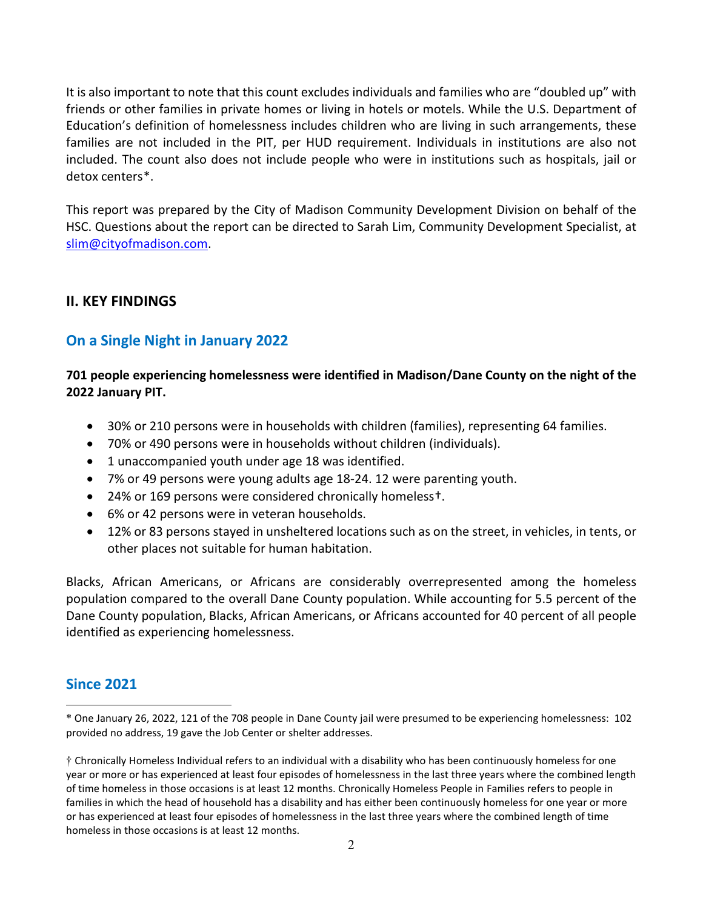It is also important to note that this count excludes individuals and families who are "doubled up" with friends or other families in private homes or living in hotels or motels. While the U.S. Department of Education's definition of homelessness includes children who are living in such arrangements, these families are not included in the PIT, per HUD requirement. Individuals in institutions are also not included. The count also does not include people who were in institutions such as hospitals, jail or detox centers*.

This report was prepared by the City of Madison Community Development Division on behalf of the HSC. Questions about the report can be directed to Sarah Lim, Community Development Specialist, at slim@cityofmadison.com.

## II. KEY FINDINGS

### On a Single Night in January 2022

**701 people experiencing homelessness were identified in Madison/Dane County on the night of the 2022 January PIT.**

- 30% or 210 persons were in households with children (families), representing 64 families.
- 70% or 490 persons were in households without children (individuals).
- 1 unaccompanied youth under age 18 was identified.
- 7% or 49 persons were young adults age 18-24. 12 were parenting youth.
- 24% or 169 persons were considered chronically homeless†.
- 6% or 42 persons were in veteran households.
- 12% or 83 persons stayed in unsheltered locations such as on the street, in vehicles, in tents, or other places not suitable for human habitation.

Blacks, African Americans, or Africans are considerably overrepresented among the homeless population compared to the overall Dane County population. While accounting for 5.5 percent of the Dane County population, Blacks, African Americans, or Africans accounted for 40 percent of all people identified as experiencing homelessness.

### Since 2021

---

* One January 26, 2022, 121 of the 708 people in Dane County jail were presumed to be experiencing homelessness: 102 provided no address, 19 gave the Job Center or shelter addresses.

† Chronically Homeless Individual refers to an individual with a disability who has been continuously homeless for one year or more or has experienced at least four episodes of homelessness in the last three years where the combined length of time homeless in those occasions is at least 12 months. Chronically Homeless People in Families refers to people in families in which the head of household has a disability and has either been continuously homeless for one year or more or has experienced at least four episodes of homelessness in the last three years where the combined length of time homeless in those occasions is at least 12 months.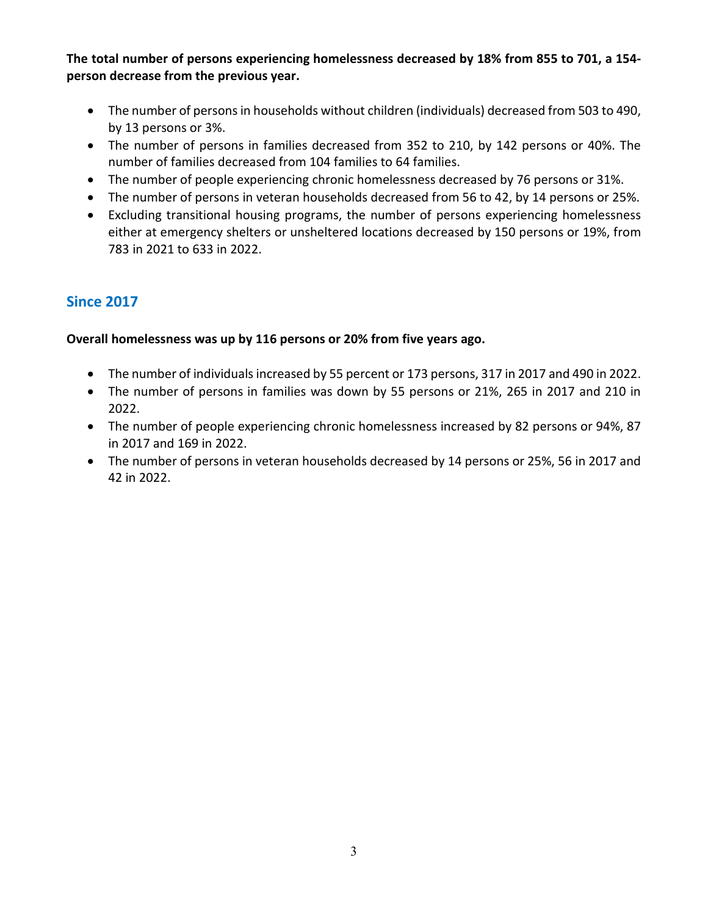**The total number of persons experiencing homelessness decreased by 18% from 855 to 701, a 154-person decrease from the previous year.**

- The number of persons in households without children (individuals) decreased from 503 to 490, by 13 persons or 3%.
- The number of persons in families decreased from 352 to 210, by 142 persons or 40%. The number of families decreased from 104 families to 64 families.
- The number of people experiencing chronic homelessness decreased by 76 persons or 31%.
- The number of persons in veteran households decreased from 56 to 42, by 14 persons or 25%.
- Excluding transitional housing programs, the number of persons experiencing homelessness either at emergency shelters or unsheltered locations decreased by 150 persons or 19%, from 783 in 2021 to 633 in 2022.

## Since 2017

**Overall homelessness was up by 116 persons or 20% from five years ago.**

- The number of individuals increased by 55 percent or 173 persons, 317 in 2017 and 490 in 2022.
- The number of persons in families was down by 55 persons or 21%, 265 in 2017 and 210 in 2022.
- The number of people experiencing chronic homelessness increased by 82 persons or 94%, 87 in 2017 and 169 in 2022.
- The number of persons in veteran households decreased by 14 persons or 25%, 56 in 2017 and 42 in 2022.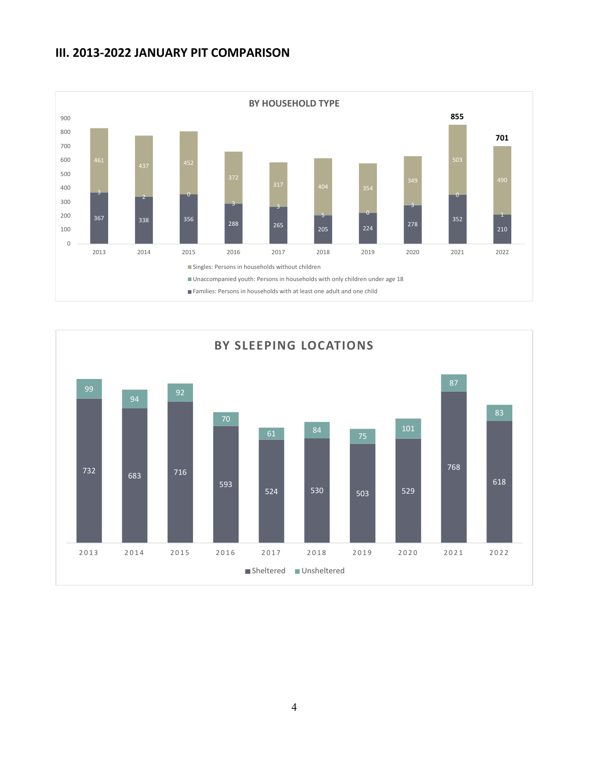## III. 2013-2022 JANUARY PIT COMPARISON

**BY HOUSEHOLD TYPE**

| Year | Singles: Persons in households without children | Unaccompanied youth: Persons in households with only children under age 18 | Families: Persons in households with at least one adult and one child |
|---|---|---|---|
| 2013 | 461 | 3 | 367 |
| 2014 | 437 | 2 | 338 |
| 2015 | 452 | 0 | 356 |
| 2016 | 372 | 3 | 288 |
| 2017 | 317 | 3 | 265 |
| 2018 | 404 | 5 | 205 |
| 2019 | 354 | 0 | 224 |
| 2020 | 349 | 3 | 278 |
| 2021 | 503 | 0 | 352 |
| 2022 | 490 | 1 | 210 |

Totals labeled: 2021: 855; 2022: 701

**BY SLEEPING LOCATIONS**

| Year | Sheltered | Unsheltered |
|---|---|---|
| 2013 | 732 | 99 |
| 2014 | 683 | 94 |
| 2015 | 716 | 92 |
| 2016 | 593 | 70 |
| 2017 | 524 | 61 |
| 2018 | 530 | 84 |
| 2019 | 503 | 75 |
| 2020 | 529 | 101 |
| 2021 | 768 | 87 |
| 2022 | 618 | 83 |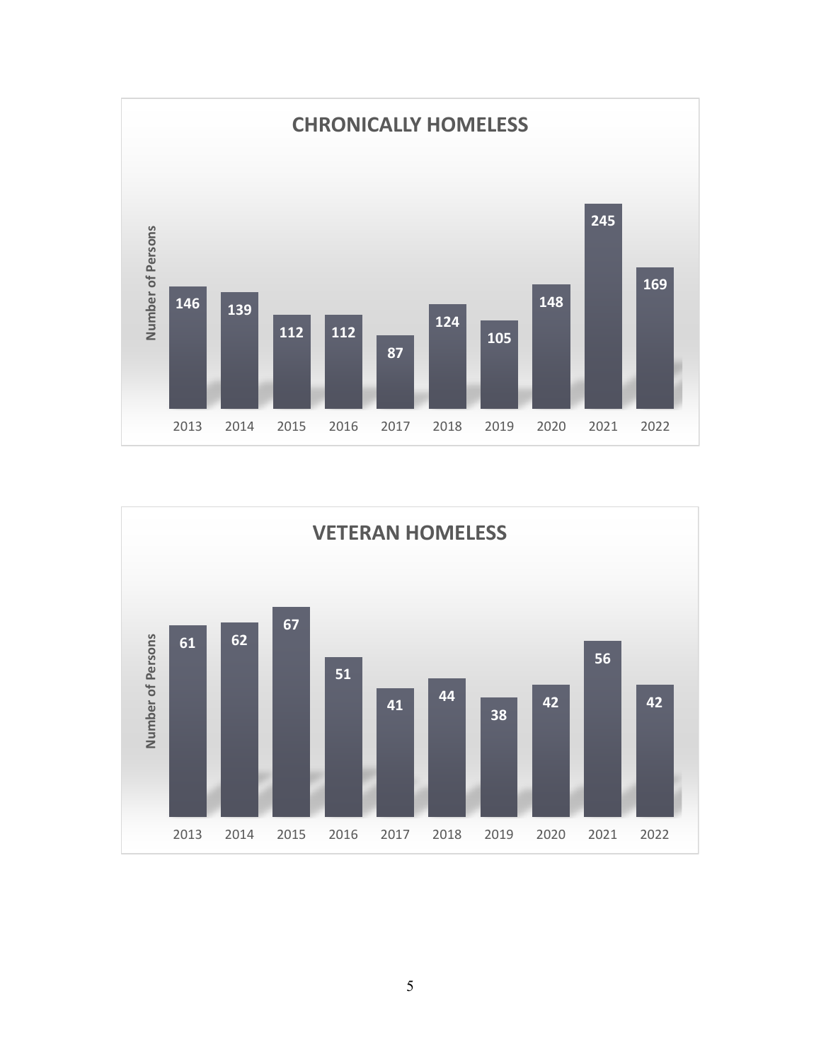## CHRONICALLY HOMELESS

| Year | Number of Persons |
|---|---|
| 2013 | 146 |
| 2014 | 139 |
| 2015 | 112 |
| 2016 | 112 |
| 2017 | 87 |
| 2018 | 124 |
| 2019 | 105 |
| 2020 | 148 |
| 2021 | 245 |
| 2022 | 169 |

## VETERAN HOMELESS

| Year | Number of Persons |
|---|---|
| 2013 | 61 |
| 2014 | 62 |
| 2015 | 67 |
| 2016 | 51 |
| 2017 | 41 |
| 2018 | 44 |
| 2019 | 38 |
| 2020 | 42 |
| 2021 | 56 |
| 2022 | 42 |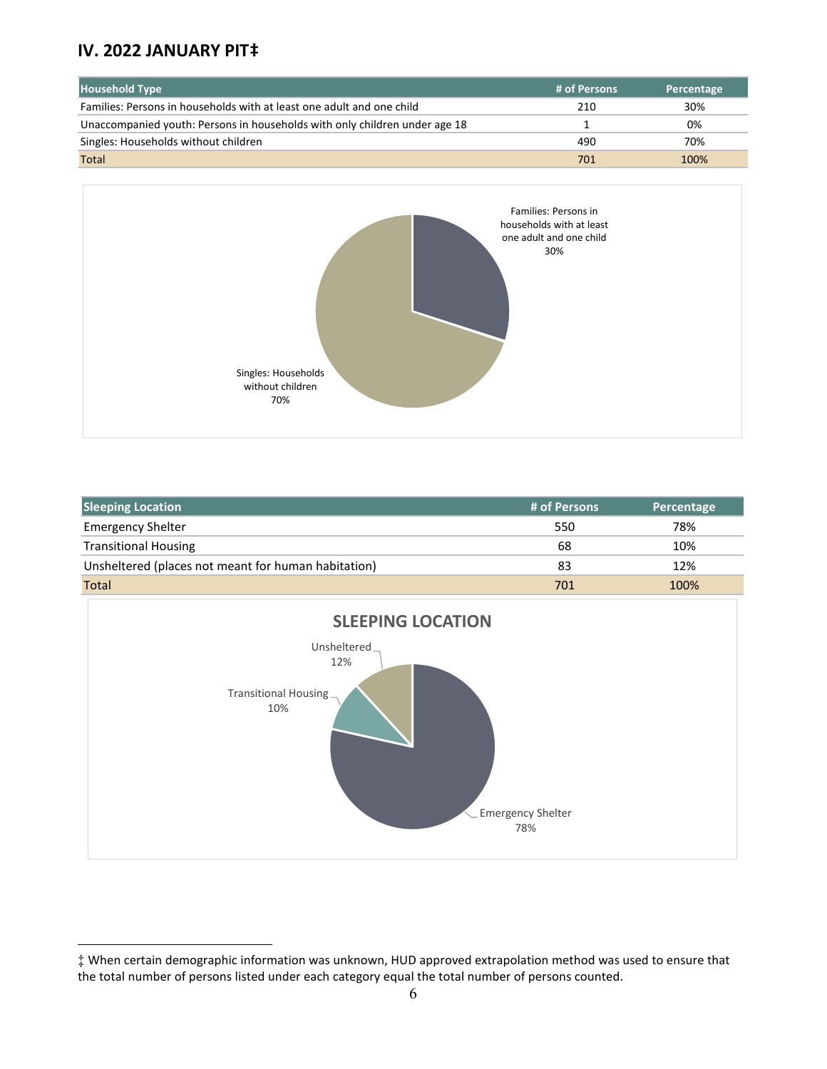## IV. 2022 JANUARY PIT‡

| Household Type | # of Persons | Percentage |
|---|---|---|
| Families: Persons in households with at least one adult and one child | 210 | 30% |
| Unaccompanied youth: Persons in households with only children under age 18 | 1 | 0% |
| Singles: Households without children | 490 | 70% |
| Total | 701 | 100% |

| Sleeping Location | # of Persons | Percentage |
|---|---|---|
| Emergency Shelter | 550 | 78% |
| Transitional Housing | 68 | 10% |
| Unsheltered (places not meant for human habitation) | 83 | 12% |
| Total | 701 | 100% |

‡ When certain demographic information was unknown, HUD approved extrapolation method was used to ensure that the total number of persons listed under each category equal the total number of persons counted.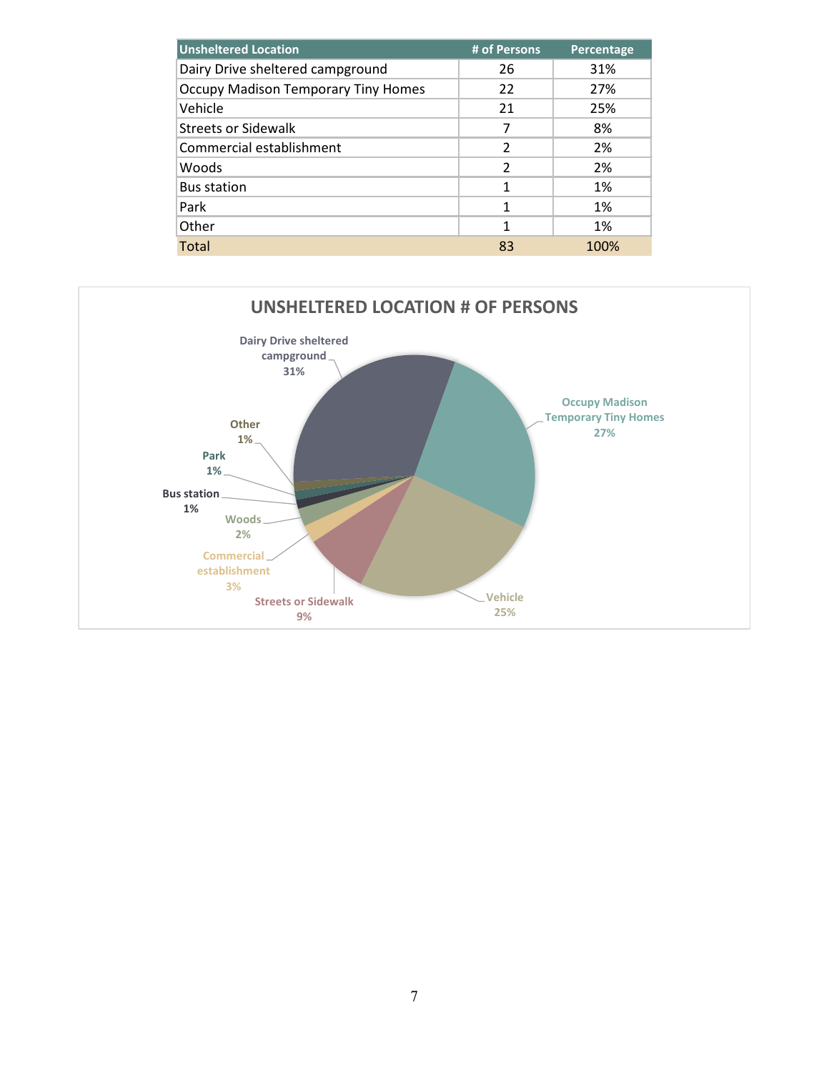| Unsheltered Location | # of Persons | Percentage |
|---|---|---|
| Dairy Drive sheltered campground | 26 | 31% |
| Occupy Madison Temporary Tiny Homes | 22 | 27% |
| Vehicle | 21 | 25% |
| Streets or Sidewalk | 7 | 8% |
| Commercial establishment | 2 | 2% |
| Woods | 2 | 2% |
| Bus station | 1 | 1% |
| Park | 1 | 1% |
| Other | 1 | 1% |
| Total | 83 | 100% |

**UNSHELTERED LOCATION # OF PERSONS**

- Dairy Drive sheltered campground 31%
- Occupy Madison Temporary Tiny Homes 27%
- Vehicle 25%
- Streets or Sidewalk 9%
- Commercial establishment 3%
- Woods 2%
- Bus station 1%
- Park 1%
- Other 1%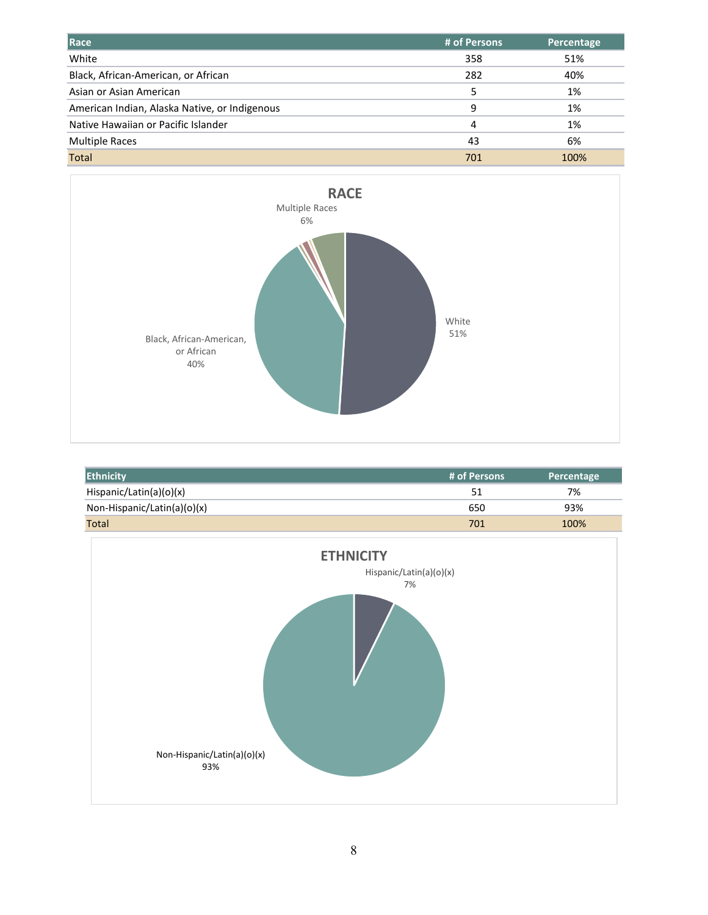| Race | # of Persons | Percentage |
| --- | --- | --- |
| White | 358 | 51% |
| Black, African-American, or African | 282 | 40% |
| Asian or Asian American | 5 | 1% |
| American Indian, Alaska Native, or Indigenous | 9 | 1% |
| Native Hawaiian or Pacific Islander | 4 | 1% |
| Multiple Races | 43 | 6% |
| Total | 701 | 100% |

**RACE**

Multiple Races 6%

White 51%

Black, African-American, or African 40%

| Ethnicity | # of Persons | Percentage |
| --- | --- | --- |
| Hispanic/Latin(a)(o)(x) | 51 | 7% |
| Non-Hispanic/Latin(a)(o)(x) | 650 | 93% |
| Total | 701 | 100% |

**ETHNICITY**

Hispanic/Latin(a)(o)(x) 7%

Non-Hispanic/Latin(a)(o)(x) 93%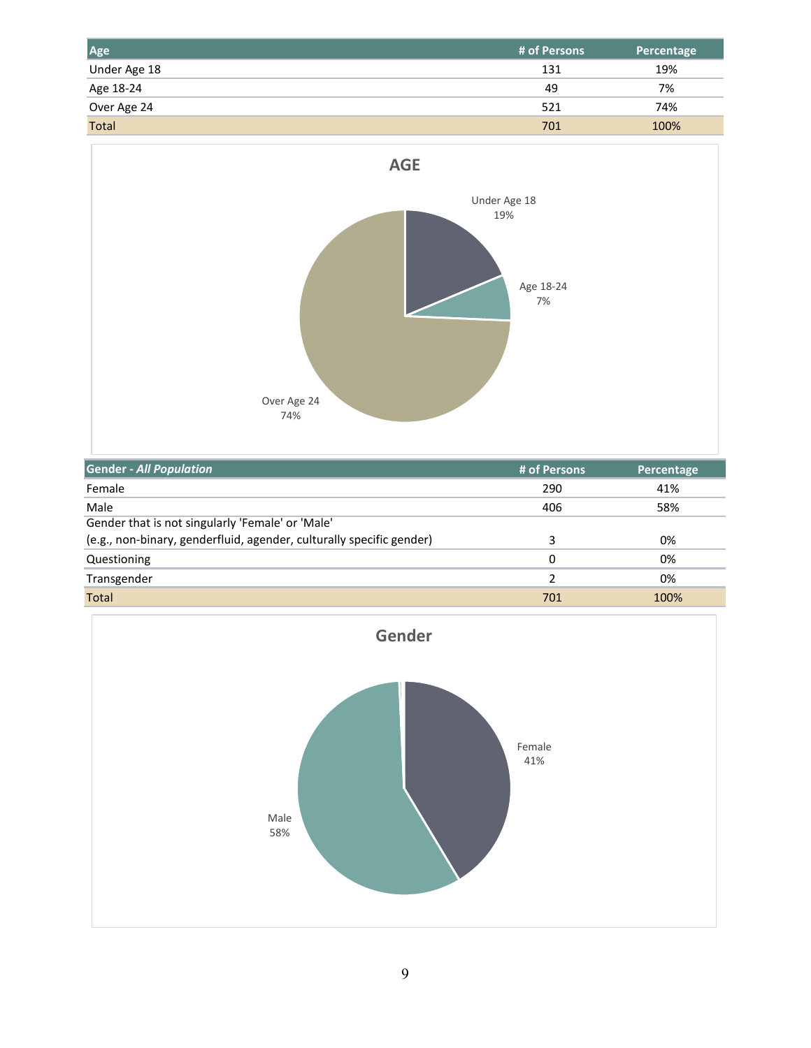| Age | # of Persons | Percentage |
|---|---|---|
| Under Age 18 | 131 | 19% |
| Age 18-24 | 49 | 7% |
| Over Age 24 | 521 | 74% |
| Total | 701 | 100% |

**AGE**

Under Age 18 19%

Age 18-24 7%

Over Age 24 74%

| Gender - *All Population* | # of Persons | Percentage |
|---|---|---|
| Female | 290 | 41% |
| Male | 406 | 58% |
| Gender that is not singularly 'Female' or 'Male' (e.g., non-binary, genderfluid, agender, culturally specific gender) | 3 | 0% |
| Questioning | 0 | 0% |
| Transgender | 2 | 0% |
| Total | 701 | 100% |

**Gender**

Female 41%

Male 58%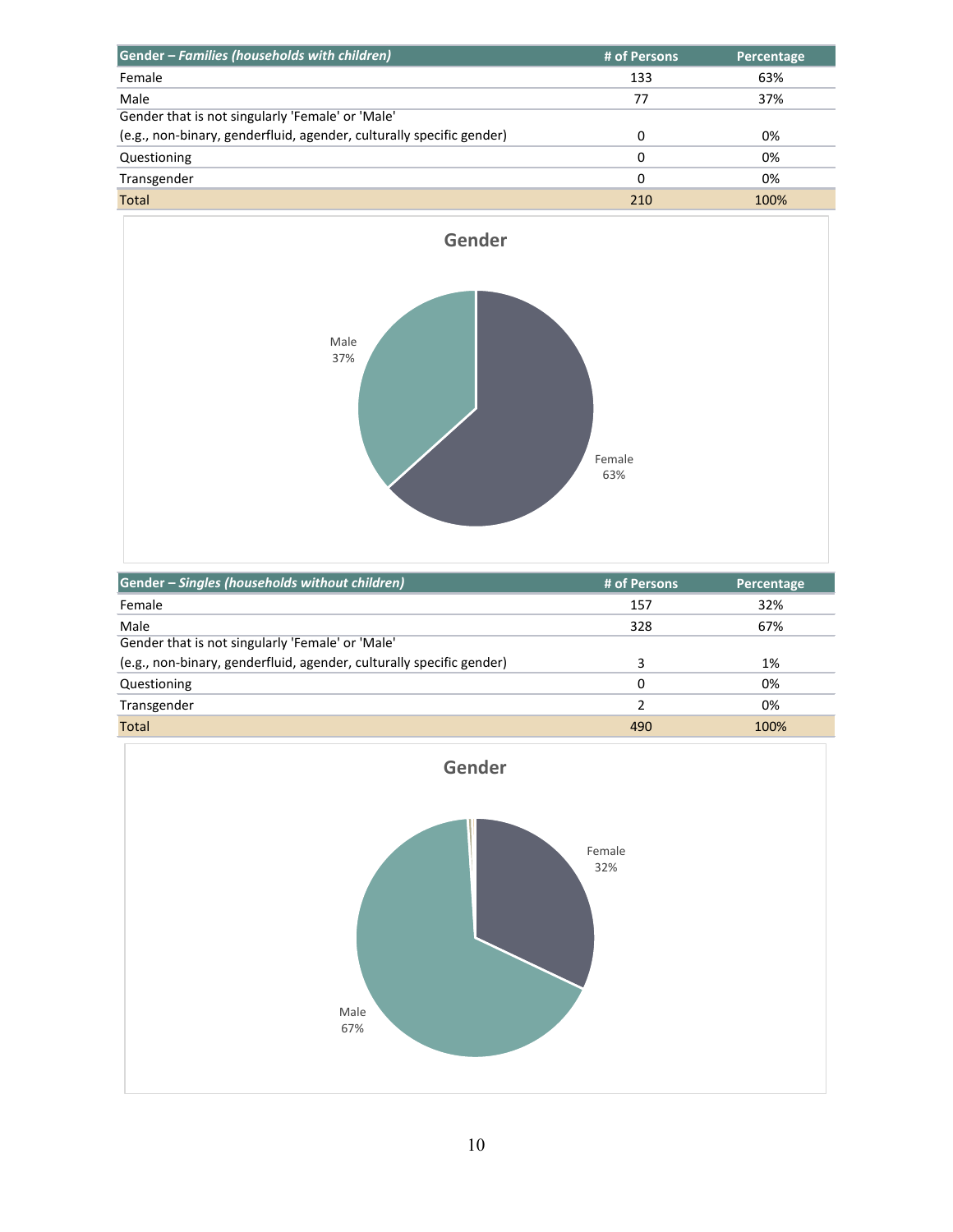| Gender – *Families (households with children)* | # of Persons | Percentage |
|---|---|---|
| Female | 133 | 63% |
| Male | 77 | 37% |
| Gender that is not singularly 'Female' or 'Male' (e.g., non-binary, genderfluid, agender, culturally specific gender) | 0 | 0% |
| Questioning | 0 | 0% |
| Transgender | 0 | 0% |
| Total | 210 | 100% |

**Gender**

Male 37%

Female 63%

| Gender – *Singles (households without children)* | # of Persons | Percentage |
|---|---|---|
| Female | 157 | 32% |
| Male | 328 | 67% |
| Gender that is not singularly 'Female' or 'Male' (e.g., non-binary, genderfluid, agender, culturally specific gender) | 3 | 1% |
| Questioning | 0 | 0% |
| Transgender | 2 | 0% |
| Total | 490 | 100% |

**Gender**

Female 32%

Male 67%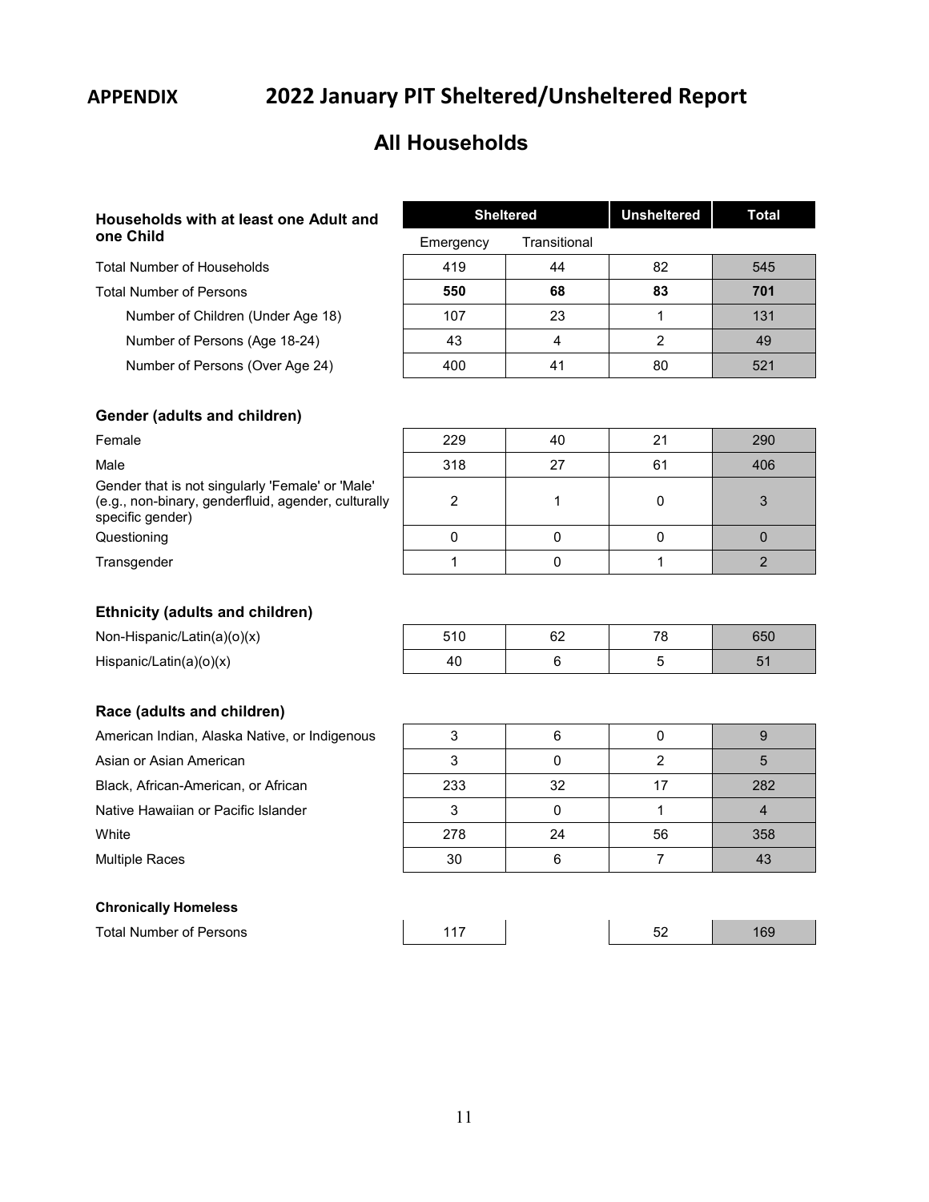# APPENDIX 2022 January PIT Sheltered/Unsheltered Report

## All Households

| Households with at least one Adult and one Child | Sheltered | | Unsheltered | Total |
|---|---|---|---|---|
| | Emergency | Transitional | | |
| Total Number of Households | 419 | 44 | 82 | 545 |
| Total Number of Persons | **550** | **68** | **83** | **701** |
| Number of Children (Under Age 18) | 107 | 23 | 1 | 131 |
| Number of Persons (Age 18-24) | 43 | 4 | 2 | 49 |
| Number of Persons (Over Age 24) | 400 | 41 | 80 | 521 |
| **Gender (adults and children)** | | | | |
| Female | 229 | 40 | 21 | 290 |
| Male | 318 | 27 | 61 | 406 |
| Gender that is not singularly 'Female' or 'Male' (e.g., non-binary, genderfluid, agender, culturally specific gender) | 2 | 1 | 0 | 3 |
| Questioning | 0 | 0 | 0 | 0 |
| Transgender | 1 | 0 | 1 | 2 |
| **Ethnicity (adults and children)** | | | | |
| Non-Hispanic/Latin(a)(o)(x) | 510 | 62 | 78 | 650 |
| Hispanic/Latin(a)(o)(x) | 40 | 6 | 5 | 51 |
| **Race (adults and children)** | | | | |
| American Indian, Alaska Native, or Indigenous | 3 | 6 | 0 | 9 |
| Asian or Asian American | 3 | 0 | 2 | 5 |
| Black, African-American, or African | 233 | 32 | 17 | 282 |
| Native Hawaiian or Pacific Islander | 3 | 0 | 1 | 4 |
| White | 278 | 24 | 56 | 358 |
| Multiple Races | 30 | 6 | 7 | 43 |
| **Chronically Homeless** | | | | |
| Total Number of Persons | 117 | | 52 | 169 |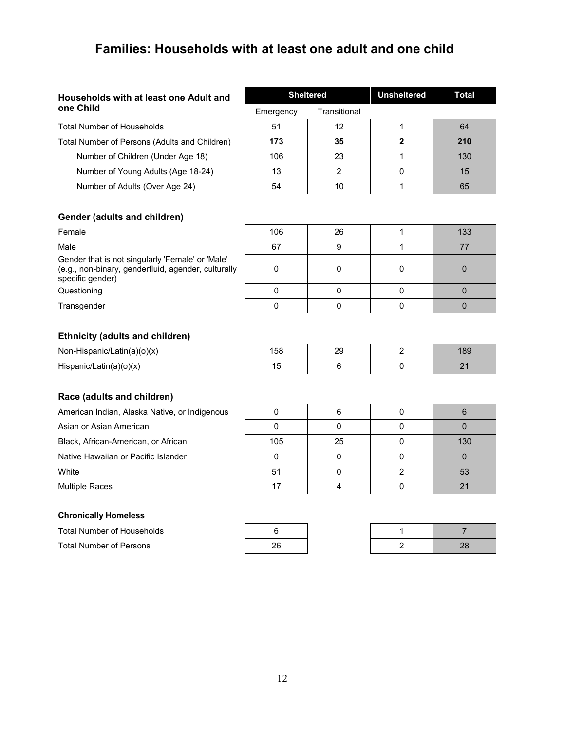# Families: Households with at least one adult and one child

| Households with at least one Adult and one Child | Sheltered | | Unsheltered | Total |
|---|---|---|---|---|
| | Emergency | Transitional | | |
| Total Number of Households | 51 | 12 | 1 | 64 |
| **Total Number of Persons (Adults and Children)** | **173** | **35** | **2** | **210** |
| Number of Children (Under Age 18) | 106 | 23 | 1 | 130 |
| Number of Young Adults (Age 18-24) | 13 | 2 | 0 | 15 |
| Number of Adults (Over Age 24) | 54 | 10 | 1 | 65 |
| **Gender (adults and children)** | | | | |
| Female | 106 | 26 | 1 | 133 |
| Male | 67 | 9 | 1 | 77 |
| Gender that is not singularly 'Female' or 'Male' (e.g., non-binary, genderfluid, agender, culturally specific gender) | 0 | 0 | 0 | 0 |
| Questioning | 0 | 0 | 0 | 0 |
| Transgender | 0 | 0 | 0 | 0 |
| **Ethnicity (adults and children)** | | | | |
| Non-Hispanic/Latin(a)(o)(x) | 158 | 29 | 2 | 189 |
| Hispanic/Latin(a)(o)(x) | 15 | 6 | 0 | 21 |
| **Race (adults and children)** | | | | |
| American Indian, Alaska Native, or Indigenous | 0 | 6 | 0 | 6 |
| Asian or Asian American | 0 | 0 | 0 | 0 |
| Black, African-American, or African | 105 | 25 | 0 | 130 |
| Native Hawaiian or Pacific Islander | 0 | 0 | 0 | 0 |
| White | 51 | 0 | 2 | 53 |
| Multiple Races | 17 | 4 | 0 | 21 |
| **Chronically Homeless** | | | | |
| Total Number of Households | 6 | | 1 | 7 |
| Total Number of Persons | 26 | | 2 | 28 |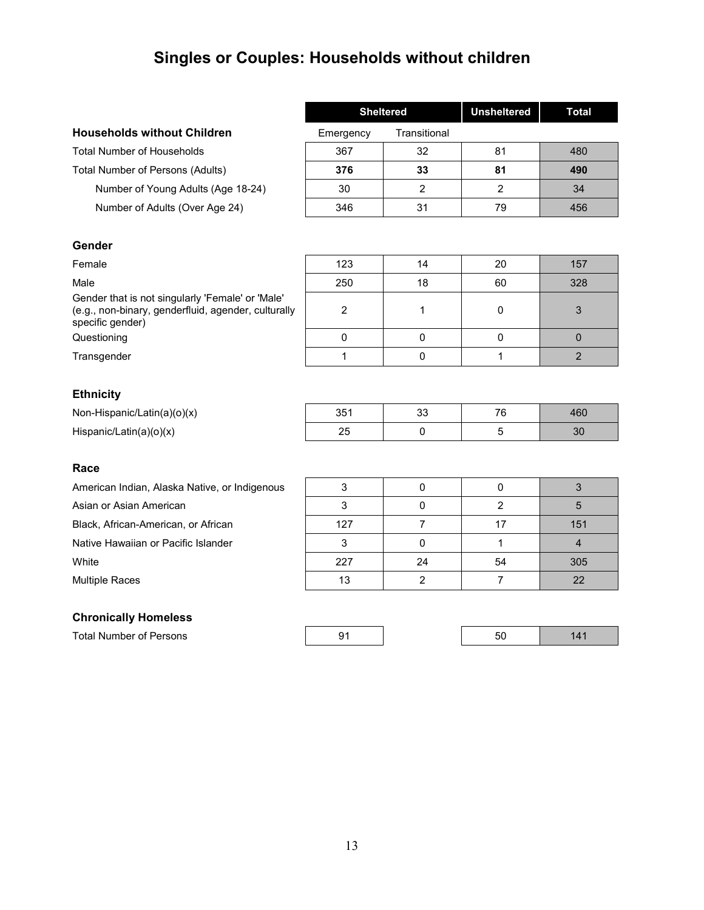# Singles or Couples: Households without children

| | Sheltered | | Unsheltered | Total |
|---|---|---|---|---|
| **Households without Children** | Emergency | Transitional | | |
| Total Number of Households | 367 | 32 | 81 | 480 |
| Total Number of Persons (Adults) | **376** | **33** | **81** | **490** |
| Number of Young Adults (Age 18-24) | 30 | 2 | 2 | 34 |
| Number of Adults (Over Age 24) | 346 | 31 | 79 | 456 |
| **Gender** | | | | |
| Female | 123 | 14 | 20 | 157 |
| Male | 250 | 18 | 60 | 328 |
| Gender that is not singularly 'Female' or 'Male' (e.g., non-binary, genderfluid, agender, culturally specific gender) | 2 | 1 | 0 | 3 |
| Questioning | 0 | 0 | 0 | 0 |
| Transgender | 1 | 0 | 1 | 2 |
| **Ethnicity** | | | | |
| Non-Hispanic/Latin(a)(o)(x) | 351 | 33 | 76 | 460 |
| Hispanic/Latin(a)(o)(x) | 25 | 0 | 5 | 30 |
| **Race** | | | | |
| American Indian, Alaska Native, or Indigenous | 3 | 0 | 0 | 3 |
| Asian or Asian American | 3 | 0 | 2 | 5 |
| Black, African-American, or African | 127 | 7 | 17 | 151 |
| Native Hawaiian or Pacific Islander | 3 | 0 | 1 | 4 |
| White | 227 | 24 | 54 | 305 |
| Multiple Races | 13 | 2 | 7 | 22 |
| **Chronically Homeless** | | | | |
| Total Number of Persons | 91 | | 50 | 141 |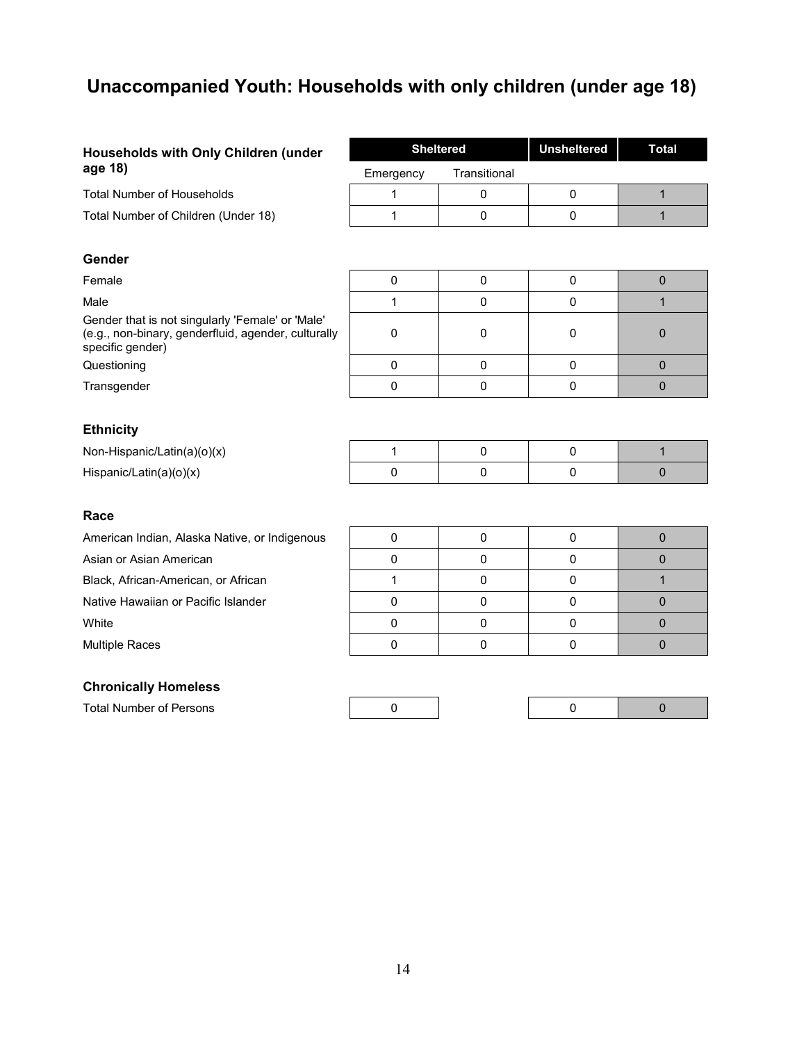# Unaccompanied Youth: Households with only children (under age 18)

| Households with Only Children (under age 18) | Sheltered | | Unsheltered | Total |
|---|---|---|---|---|
| | Emergency | Transitional | | |
| Total Number of Households | 1 | 0 | 0 | 1 |
| Total Number of Children (Under 18) | 1 | 0 | 0 | 1 |

### Gender

| | Emergency | Transitional | Unsheltered | Total |
|---|---|---|---|---|
| Female | 0 | 0 | 0 | 0 |
| Male | 1 | 0 | 0 | 1 |
| Gender that is not singularly 'Female' or 'Male' (e.g., non-binary, genderfluid, agender, culturally specific gender) | 0 | 0 | 0 | 0 |
| Questioning | 0 | 0 | 0 | 0 |
| Transgender | 0 | 0 | 0 | 0 |

### Ethnicity

| | Emergency | Transitional | Unsheltered | Total |
|---|---|---|---|---|
| Non-Hispanic/Latin(a)(o)(x) | 1 | 0 | 0 | 1 |
| Hispanic/Latin(a)(o)(x) | 0 | 0 | 0 | 0 |

### Race

| | Emergency | Transitional | Unsheltered | Total |
|---|---|---|---|---|
| American Indian, Alaska Native, or Indigenous | 0 | 0 | 0 | 0 |
| Asian or Asian American | 0 | 0 | 0 | 0 |
| Black, African-American, or African | 1 | 0 | 0 | 1 |
| Native Hawaiian or Pacific Islander | 0 | 0 | 0 | 0 |
| White | 0 | 0 | 0 | 0 |
| Multiple Races | 0 | 0 | 0 | 0 |

### Chronically Homeless

| | Emergency | Transitional | Unsheltered | Total |
|---|---|---|---|---|
| Total Number of Persons | 0 | | 0 | 0 |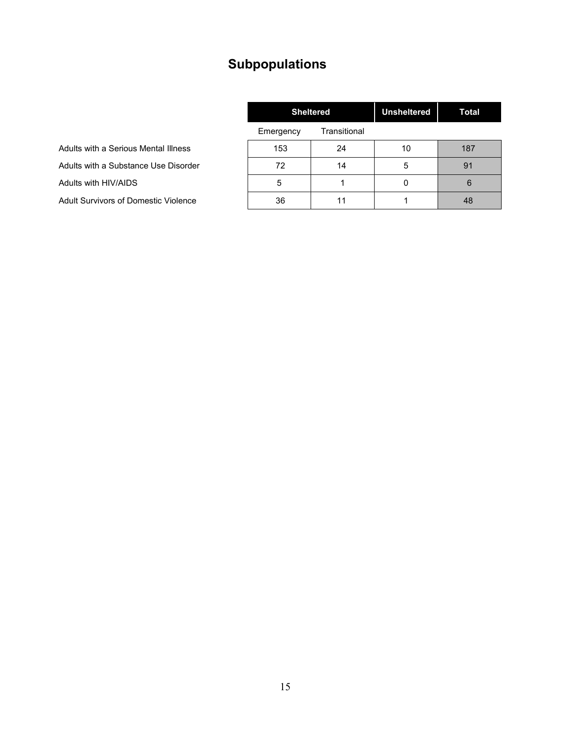# Subpopulations

| | Sheltered | | Unsheltered | Total |
|---|---|---|---|---|
| | Emergency | Transitional | | |
| Adults with a Serious Mental Illness | 153 | 24 | 10 | 187 |
| Adults with a Substance Use Disorder | 72 | 14 | 5 | 91 |
| Adults with HIV/AIDS | 5 | 1 | 0 | 6 |
| Adult Survivors of Domestic Violence | 36 | 11 | 1 | 48 |